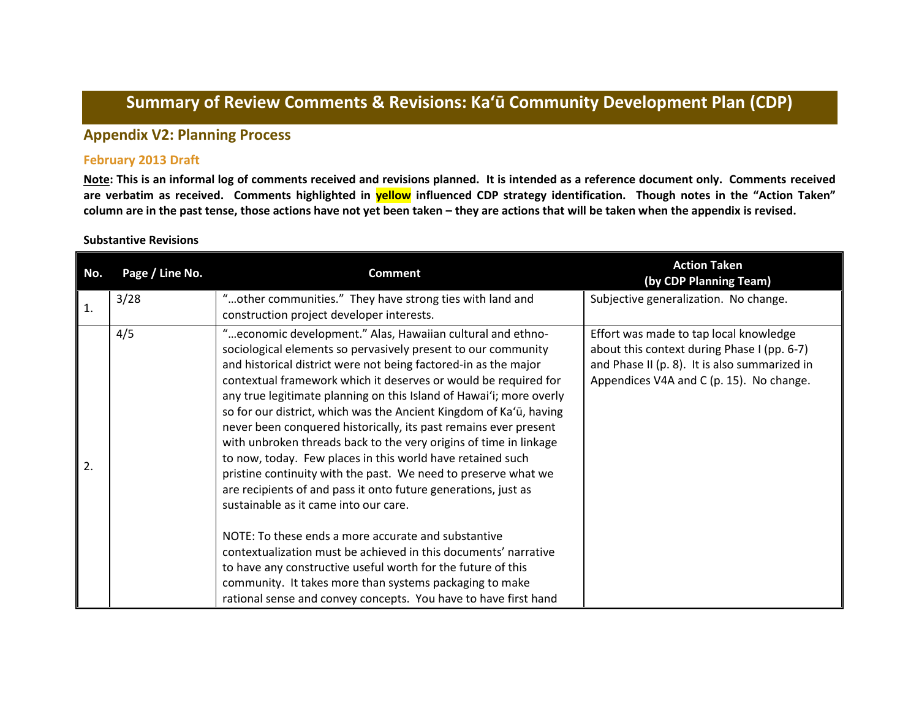# Summary of Review Comments & Revisions: Ka'ū Community Development Plan (CDP)

## Appendix V2: Planning Process

### February 2013 Draft

**Note: This is an informal log of comments received and revisions planned. It is intended as a reference document only. Comments received are verbatim as received. Comments highlighted in yellow influenced CDP strategy identification. Though notes in the "Action Taken" column are in the past tense, those actions have not yet been taken – they are actions that will be taken when the appendix is revised.**

**Substantive Revisions**

| No. | Page / Line No. | Comment | Action Taken (by CDP Planning Team) |
|---|---|---|---|
| 1. | 3/28 | "…other communities." They have strong ties with land and construction project developer interests. | Subjective generalization. No change. |
| 2. | 4/5 | "…economic development." Alas, Hawaiian cultural and ethno-sociological elements so pervasively present to our community and historical district were not being factored-in as the major contextual framework which it deserves or would be required for any true legitimate planning on this Island of Hawai'i; more overly so for our district, which was the Ancient Kingdom of Ka'ū, having never been conquered historically, its past remains ever present with unbroken threads back to the very origins of time in linkage to now, today. Few places in this world have retained such pristine continuity with the past. We need to preserve what we are recipients of and pass it onto future generations, just as sustainable as it came into our care.<br><br>NOTE: To these ends a more accurate and substantive contextualization must be achieved in this documents' narrative to have any constructive useful worth for the future of this community. It takes more than systems packaging to make rational sense and convey concepts. You have to have first hand | Effort was made to tap local knowledge about this context during Phase I (pp. 6-7) and Phase II (p. 8). It is also summarized in Appendices V4A and C (p. 15). No change. |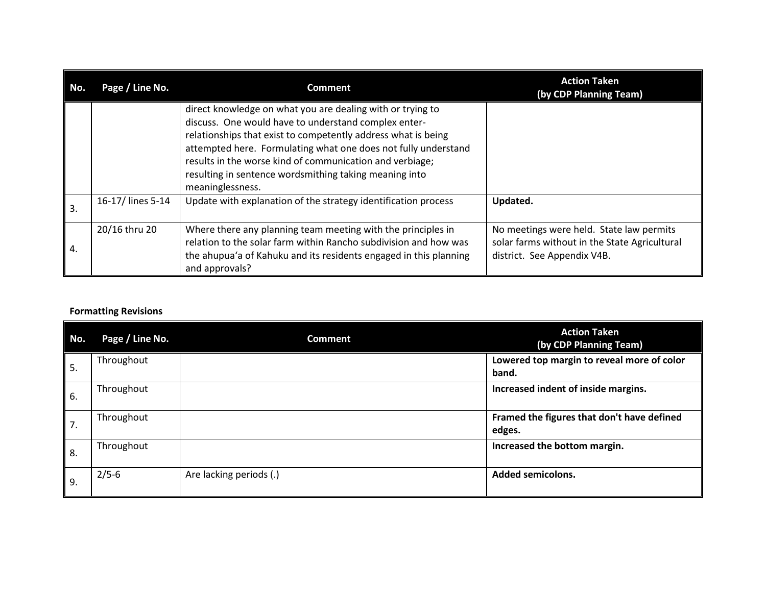| No. | Page / Line No. | Comment | Action Taken (by CDP Planning Team) |
|---|---|---|---|
| | | direct knowledge on what you are dealing with or trying to discuss. One would have to understand complex enter-relationships that exist to competently address what is being attempted here. Formulating what one does not fully understand results in the worse kind of communication and verbiage; resulting in sentence wordsmithing taking meaning into meaninglessness. | |
| 3. | 16-17/ lines 5-14 | Update with explanation of the strategy identification process | **Updated.** |
| 4. | 20/16 thru 20 | Where there any planning team meeting with the principles in relation to the solar farm within Rancho subdivision and how was the ahupuaʻa of Kahuku and its residents engaged in this planning and approvals? | No meetings were held. State law permits solar farms without in the State Agricultural district. See Appendix V4B. |

**Formatting Revisions**

| No. | Page / Line No. | Comment | Action Taken (by CDP Planning Team) |
|---|---|---|---|
| 5. | Throughout | | **Lowered top margin to reveal more of color band.** |
| 6. | Throughout | | **Increased indent of inside margins.** |
| 7. | Throughout | | **Framed the figures that don't have defined edges.** |
| 8. | Throughout | | **Increased the bottom margin.** |
| 9. | 2/5-6 | Are lacking periods (.) | **Added semicolons.** |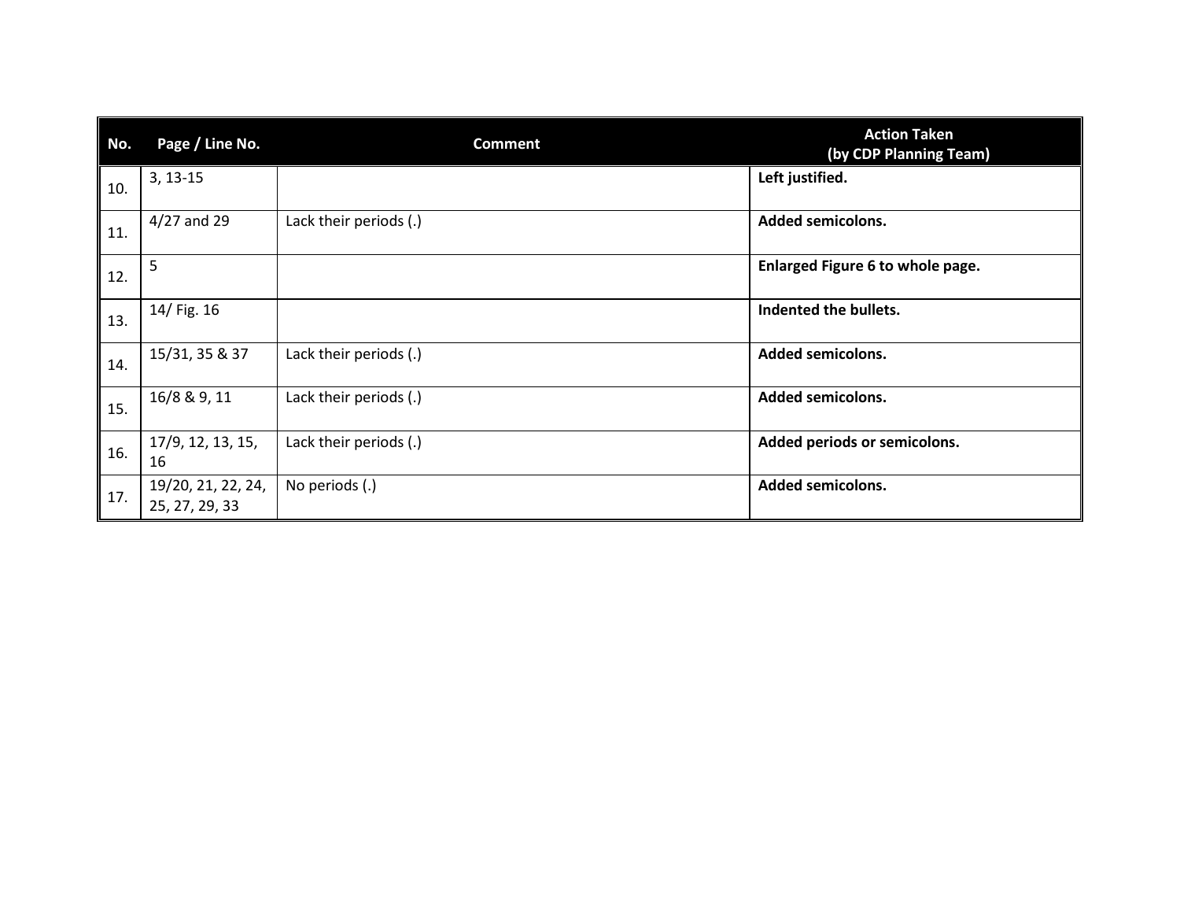| No. | Page / Line No. | Comment | Action Taken<br>(by CDP Planning Team) |
|---|---|---|---|
| 10. | 3, 13-15 | | **Left justified.** |
| 11. | 4/27 and 29 | Lack their periods (.) | **Added semicolons.** |
| 12. | 5 | | **Enlarged Figure 6 to whole page.** |
| 13. | 14/ Fig. 16 | | **Indented the bullets.** |
| 14. | 15/31, 35 & 37 | Lack their periods (.) | **Added semicolons.** |
| 15. | 16/8 & 9, 11 | Lack their periods (.) | **Added semicolons.** |
| 16. | 17/9, 12, 13, 15, 16 | Lack their periods (.) | **Added periods or semicolons.** |
| 17. | 19/20, 21, 22, 24, 25, 27, 29, 33 | No periods (.) | **Added semicolons.** |